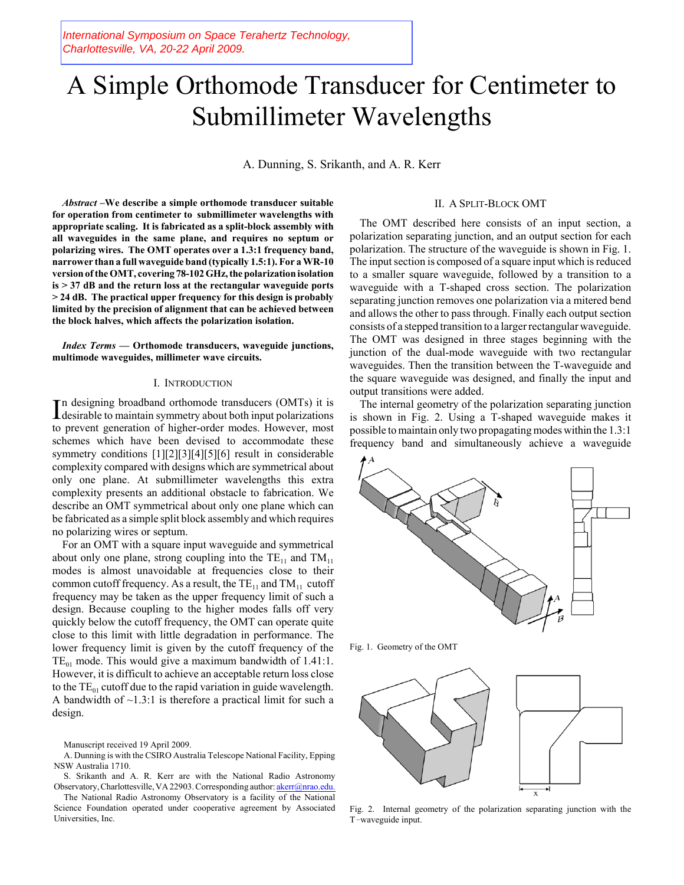International Symposium on Space Terahertz Technology, Charlottesville, VA, 20-22 April 2009.

# A Simple Orthomode Transducer for Centimeter to Submillimeter Wavelengths

A. Dunning, S. Srikanth, and A. R. Kerr

***Abstract* –We describe a simple orthomode transducer suitable for operation from centimeter to submillimeter wavelengths with appropriate scaling. It is fabricated as a split-block assembly with all waveguides in the same plane, and requires no septum or polarizing wires. The OMT operates over a 1.3:1 frequency band, narrower than a full waveguide band (typically 1.5:1). For a WR-10 version of the OMT, covering 78-102 GHz, the polarization isolation is > 37 dB and the return loss at the rectangular waveguide ports > 24 dB. The practical upper frequency for this design is probably limited by the precision of alignment that can be achieved between the block halves, which affects the polarization isolation.**

***Index Terms* — Orthomode transducers, waveguide junctions, multimode waveguides, millimeter wave circuits.**

## I. Introduction

In designing broadband orthomode transducers (OMTs) it is desirable to maintain symmetry about both input polarizations to prevent generation of higher-order modes. However, most schemes which have been devised to accommodate these symmetry conditions [1][2][3][4][5][6] result in considerable complexity compared with designs which are symmetrical about only one plane. At submillimeter wavelengths this extra complexity presents an additional obstacle to fabrication. We describe an OMT symmetrical about only one plane which can be fabricated as a simple split block assembly and which requires no polarizing wires or septum.

For an OMT with a square input waveguide and symmetrical about only one plane, strong coupling into the $TE_{11}$ and $TM_{11}$ modes is almost unavoidable at frequencies close to their common cutoff frequency. As a result, the $TE_{11}$ and $TM_{11}$ cutoff frequency may be taken as the upper frequency limit of such a design. Because coupling to the higher modes falls off very quickly below the cutoff frequency, the OMT can operate quite close to this limit with little degradation in performance. The lower frequency limit is given by the cutoff frequency of the $TE_{01}$ mode. This would give a maximum bandwidth of 1.41:1. However, it is difficult to achieve an acceptable return loss close to the $TE_{01}$ cutoff due to the rapid variation in guide wavelength. A bandwidth of ~1.3:1 is therefore a practical limit for such a design.

Manuscript received 19 April 2009.

A. Dunning is with the CSIRO Australia Telescope National Facility, Epping NSW Australia 1710.

S. Srikanth and A. R. Kerr are with the National Radio Astronomy Observatory, Charlottesville, VA 22903. Corresponding author: akerr@nrao.edu.

The National Radio Astronomy Observatory is a facility of the National Science Foundation operated under cooperative agreement by Associated Universities, Inc.

## II. A Split-Block OMT

The OMT described here consists of an input section, a polarization separating junction, and an output section for each polarization. The structure of the waveguide is shown in Fig. 1. The input section is composed of a square input which is reduced to a smaller square waveguide, followed by a transition to a waveguide with a T-shaped cross section. The polarization separating junction removes one polarization via a mitered bend and allows the other to pass through. Finally each output section consists of a stepped transition to a larger rectangular waveguide. The OMT was designed in three stages beginning with the junction of the dual-mode waveguide with two rectangular waveguides. Then the transition between the T-waveguide and the square waveguide was designed, and finally the input and output transitions were added.

The internal geometry of the polarization separating junction is shown in Fig. 2. Using a T-shaped waveguide makes it possible to maintain only two propagating modes within the 1.3:1 frequency band and simultaneously achieve a waveguide

Fig. 1. Geometry of the OMT

Fig. 2. Internal geometry of the polarization separating junction with the T-waveguide input.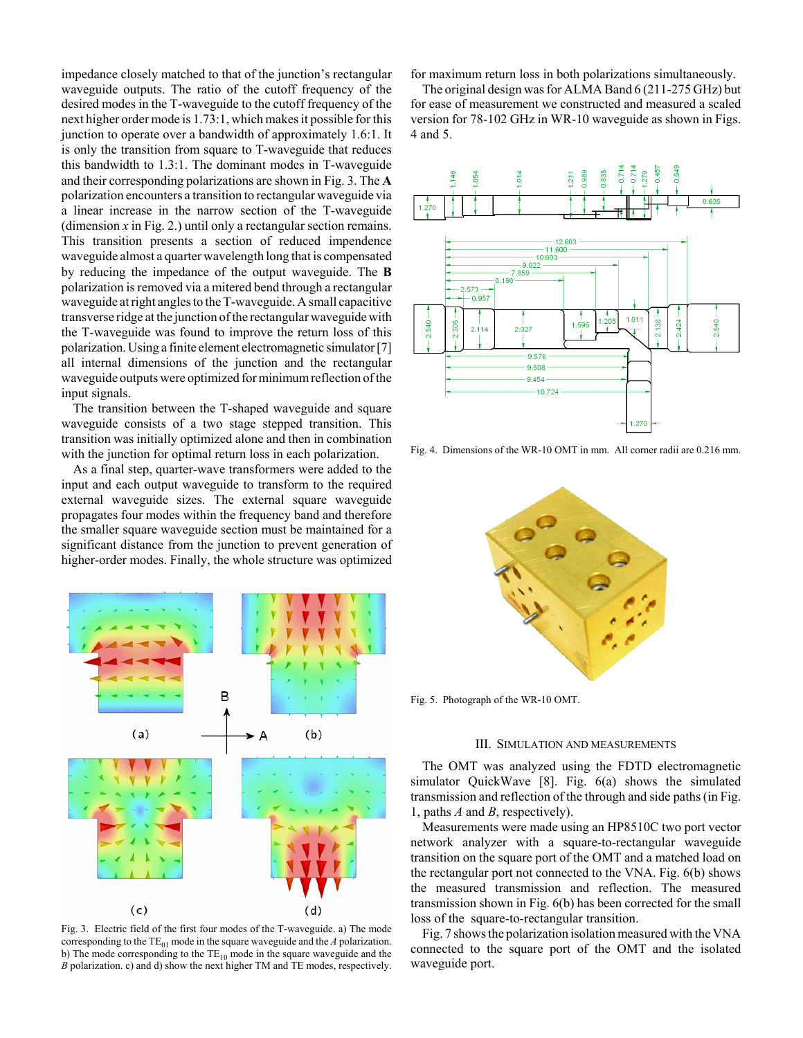impedance closely matched to that of the junction's rectangular waveguide outputs. The ratio of the cutoff frequency of the desired modes in the T-waveguide to the cutoff frequency of the next higher order mode is 1.73:1, which makes it possible for this junction to operate over a bandwidth of approximately 1.6:1. It is only the transition from square to T-waveguide that reduces this bandwidth to 1.3:1. The dominant modes in T-waveguide and their corresponding polarizations are shown in Fig. 3. The **A** polarization encounters a transition to rectangular waveguide via a linear increase in the narrow section of the T-waveguide (dimension *x* in Fig. 2.) until only a rectangular section remains. This transition presents a section of reduced impendence waveguide almost a quarter wavelength long that is compensated by reducing the impedance of the output waveguide. The **B** polarization is removed via a mitered bend through a rectangular waveguide at right angles to the T-waveguide. A small capacitive transverse ridge at the junction of the rectangular waveguide with the T-waveguide was found to improve the return loss of this polarization. Using a finite element electromagnetic simulator [7] all internal dimensions of the junction and the rectangular waveguide outputs were optimized for minimum reflection of the input signals.

The transition between the T-shaped waveguide and square waveguide consists of a two stage stepped transition. This transition was initially optimized alone and then in combination with the junction for optimal return loss in each polarization.

As a final step, quarter-wave transformers were added to the input and each output waveguide to transform to the required external waveguide sizes. The external square waveguide propagates four modes within the frequency band and therefore the smaller square waveguide section must be maintained for a significant distance from the junction to prevent generation of higher-order modes. Finally, the whole structure was optimized for maximum return loss in both polarizations simultaneously.

Fig. 3. Electric field of the first four modes of the T-waveguide. a) The mode corresponding to the $TE_{01}$ mode in the square waveguide and the *A* polarization. b) The mode corresponding to the $TE_{10}$ mode in the square waveguide and the *B* polarization. c) and d) show the next higher TM and TE modes, respectively.

The original design was for ALMA Band 6 (211-275 GHz) but for ease of measurement we constructed and measured a scaled version for 78-102 GHz in WR-10 waveguide as shown in Figs. 4 and 5.

Fig. 4. Dimensions of the WR-10 OMT in mm. All corner radii are 0.216 mm.

Fig. 5. Photograph of the WR-10 OMT.

## III. Simulation and Measurements

The OMT was analyzed using the FDTD electromagnetic simulator QuickWave [8]. Fig. 6(a) shows the simulated transmission and reflection of the through and side paths (in Fig. 1, paths *A* and *B*, respectively).

Measurements were made using an HP8510C two port vector network analyzer with a square-to-rectangular waveguide transition on the square port of the OMT and a matched load on the rectangular port not connected to the VNA. Fig. 6(b) shows the measured transmission and reflection. The measured transmission shown in Fig. 6(b) has been corrected for the small loss of the square-to-rectangular transition.

Fig. 7 shows the polarization isolation measured with the VNA connected to the square port of the OMT and the isolated waveguide port.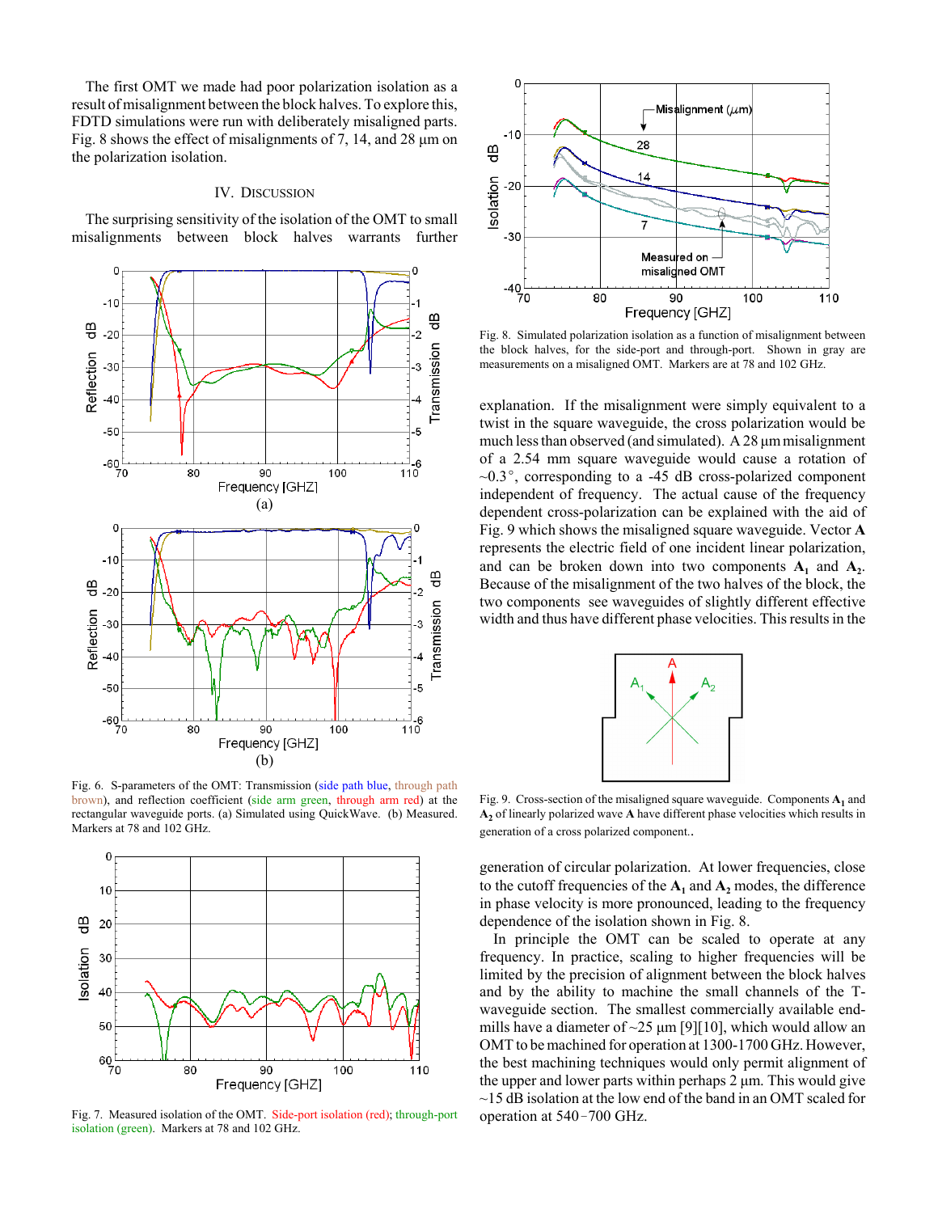The first OMT we made had poor polarization isolation as a result of misalignment between the block halves. To explore this, FDTD simulations were run with deliberately misaligned parts. Fig. 8 shows the effect of misalignments of 7, 14, and 28 µm on the polarization isolation.

## IV. Discussion

The surprising sensitivity of the isolation of the OMT to small misalignments between block halves warrants further explanation. If the misalignment were simply equivalent to a twist in the square waveguide, the cross polarization would be much less than observed (and simulated). A 28 µm misalignment of a 2.54 mm square waveguide would cause a rotation of ~0.3°, corresponding to a -45 dB cross-polarized component independent of frequency. The actual cause of the frequency dependent cross-polarization can be explained with the aid of Fig. 9 which shows the misaligned square waveguide. Vector **A** represents the electric field of one incident linear polarization, and can be broken down into two components $\mathbf{A_1}$ and $\mathbf{A_2}$. Because of the misalignment of the two halves of the block, the two components see waveguides of slightly different effective width and thus have different phase velocities. This results in the generation of circular polarization. At lower frequencies, close to the cutoff frequencies of the $\mathbf{A_1}$ and $\mathbf{A_2}$ modes, the difference in phase velocity is more pronounced, leading to the frequency dependence of the isolation shown in Fig. 8.

Fig. 6. S-parameters of the OMT: Transmission (side path blue, through path brown), and reflection coefficient (side arm green, through arm red) at the rectangular waveguide ports. (a) Simulated using QuickWave. (b) Measured. Markers at 78 and 102 GHz.

Fig. 7. Measured isolation of the OMT. Side-port isolation (red); through-port isolation (green). Markers at 78 and 102 GHz.

Fig. 8. Simulated polarization isolation as a function of misalignment between the block halves, for the side-port and through-port. Shown in gray are measurements on a misaligned OMT. Markers are at 78 and 102 GHz.

Fig. 9. Cross-section of the misaligned square waveguide. Components $\mathbf{A_1}$ and $\mathbf{A_2}$ of linearly polarized wave **A** have different phase velocities which results in generation of a cross polarized component..

In principle the OMT can be scaled to operate at any frequency. In practice, scaling to higher frequencies will be limited by the precision of alignment between the block halves and by the ability to machine the small channels of the T-waveguide section. The smallest commercially available end-mills have a diameter of ~25 µm [9][10], which would allow an OMT to be machined for operation at 1300-1700 GHz. However, the best machining techniques would only permit alignment of the upper and lower parts within perhaps 2 µm. This would give ~15 dB isolation at the low end of the band in an OMT scaled for operation at 540–700 GHz.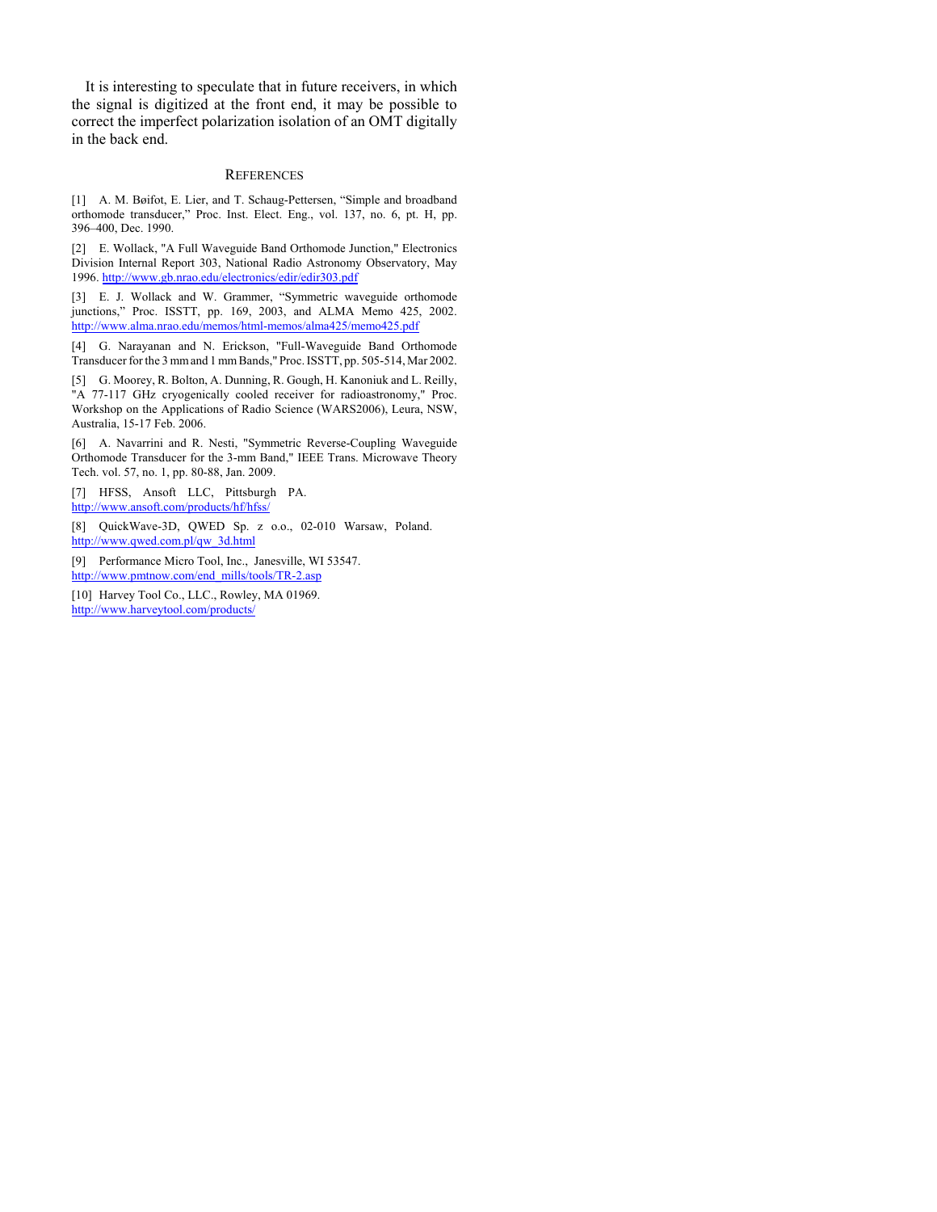It is interesting to speculate that in future receivers, in which the signal is digitized at the front end, it may be possible to correct the imperfect polarization isolation of an OMT digitally in the back end.

## References

[1] A. M. Bøifot, E. Lier, and T. Schaug-Pettersen, “Simple and broadband orthomode transducer,” Proc. Inst. Elect. Eng., vol. 137, no. 6, pt. H, pp. 396–400, Dec. 1990.

[2] E. Wollack, "A Full Waveguide Band Orthomode Junction," Electronics Division Internal Report 303, National Radio Astronomy Observatory, May 1996. http://www.gb.nrao.edu/electronics/edir/edir303.pdf

[3] E. J. Wollack and W. Grammer, “Symmetric waveguide orthomode junctions,” Proc. ISSTT, pp. 169, 2003, and ALMA Memo 425, 2002. http://www.alma.nrao.edu/memos/html-memos/alma425/memo425.pdf

[4] G. Narayanan and N. Erickson, "Full-Waveguide Band Orthomode Transducer for the 3 mm and 1 mm Bands," Proc. ISSTT, pp. 505-514, Mar 2002.

[5] G. Moorey, R. Bolton, A. Dunning, R. Gough, H. Kanoniuk and L. Reilly, "A 77-117 GHz cryogenically cooled receiver for radioastronomy," Proc. Workshop on the Applications of Radio Science (WARS2006), Leura, NSW, Australia, 15-17 Feb. 2006.

[6] A. Navarrini and R. Nesti, "Symmetric Reverse-Coupling Waveguide Orthomode Transducer for the 3-mm Band," IEEE Trans. Microwave Theory Tech. vol. 57, no. 1, pp. 80-88, Jan. 2009.

[7] HFSS, Ansoft LLC, Pittsburgh PA. http://www.ansoft.com/products/hf/hfss/

[8] QuickWave-3D, QWED Sp. z o.o., 02-010 Warsaw, Poland. http://www.qwed.com.pl/qw_3d.html

[9] Performance Micro Tool, Inc., Janesville, WI 53547. http://www.pmtnow.com/end_mills/tools/TR-2.asp

[10] Harvey Tool Co., LLC., Rowley, MA 01969. http://www.harveytool.com/products/